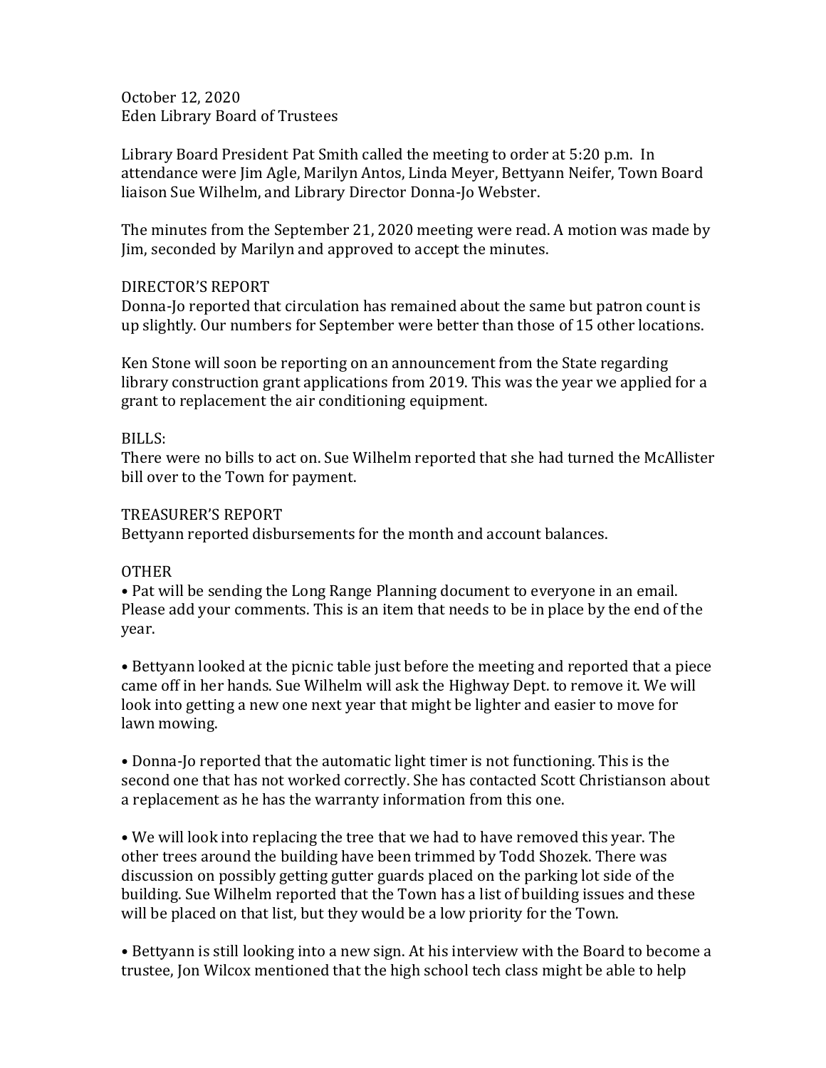October 12, 2020
Eden Library Board of Trustees

Library Board President Pat Smith called the meeting to order at 5:20 p.m. In attendance were Jim Agle, Marilyn Antos, Linda Meyer, Bettyann Neifer, Town Board liaison Sue Wilhelm, and Library Director Donna-Jo Webster.

The minutes from the September 21, 2020 meeting were read. A motion was made by Jim, seconded by Marilyn and approved to accept the minutes.

DIRECTOR'S REPORT
Donna-Jo reported that circulation has remained about the same but patron count is up slightly. Our numbers for September were better than those of 15 other locations.

Ken Stone will soon be reporting on an announcement from the State regarding library construction grant applications from 2019. This was the year we applied for a grant to replacement the air conditioning equipment.

BILLS:
There were no bills to act on. Sue Wilhelm reported that she had turned the McAllister bill over to the Town for payment.

TREASURER'S REPORT
Bettyann reported disbursements for the month and account balances.

OTHER

• Pat will be sending the Long Range Planning document to everyone in an email. Please add your comments. This is an item that needs to be in place by the end of the year.

• Bettyann looked at the picnic table just before the meeting and reported that a piece came off in her hands. Sue Wilhelm will ask the Highway Dept. to remove it. We will look into getting a new one next year that might be lighter and easier to move for lawn mowing.

• Donna-Jo reported that the automatic light timer is not functioning. This is the second one that has not worked correctly. She has contacted Scott Christianson about a replacement as he has the warranty information from this one.

• We will look into replacing the tree that we had to have removed this year. The other trees around the building have been trimmed by Todd Shozek. There was discussion on possibly getting gutter guards placed on the parking lot side of the building. Sue Wilhelm reported that the Town has a list of building issues and these will be placed on that list, but they would be a low priority for the Town.

• Bettyann is still looking into a new sign. At his interview with the Board to become a trustee, Jon Wilcox mentioned that the high school tech class might be able to help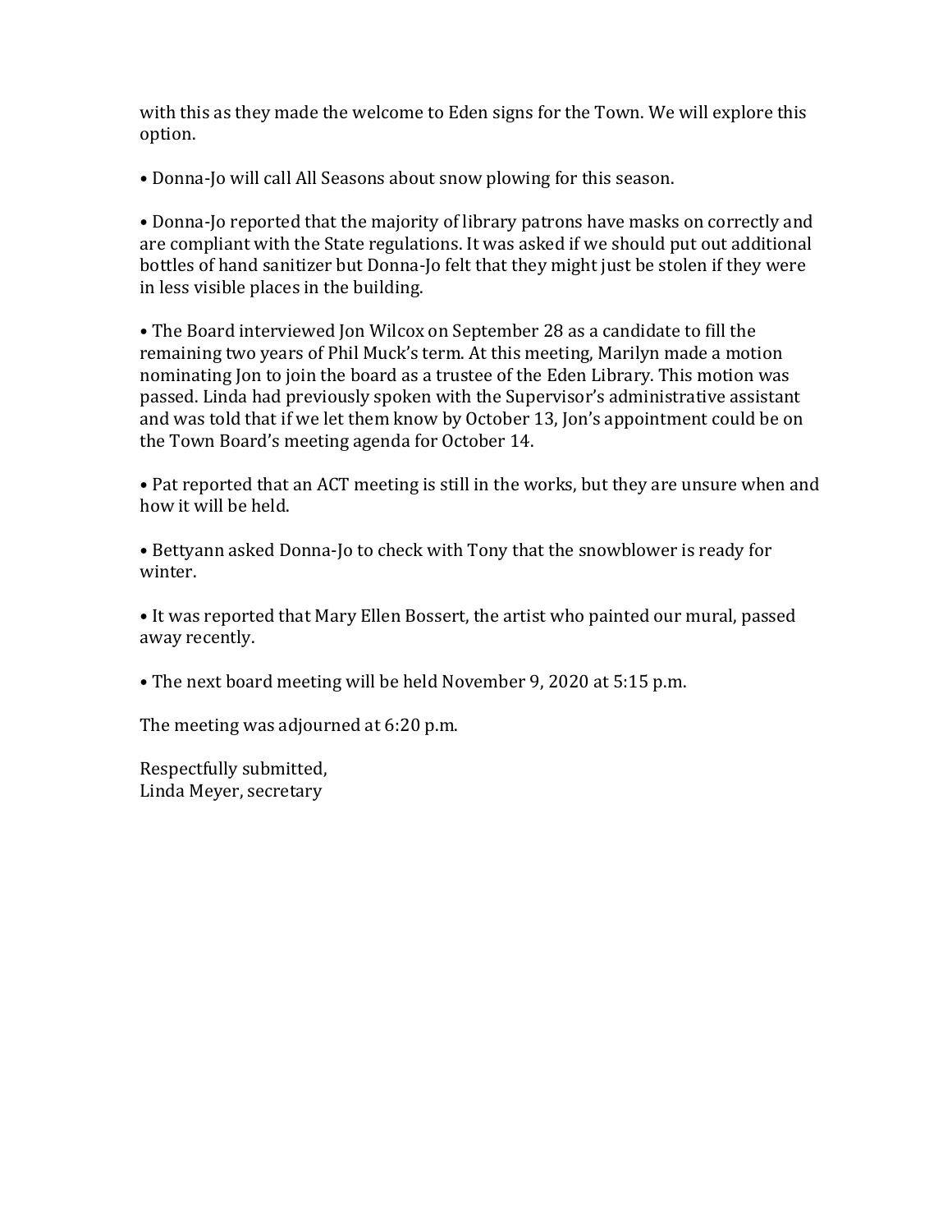with this as they made the welcome to Eden signs for the Town. We will explore this option.

• Donna-Jo will call All Seasons about snow plowing for this season.

• Donna-Jo reported that the majority of library patrons have masks on correctly and are compliant with the State regulations. It was asked if we should put out additional bottles of hand sanitizer but Donna-Jo felt that they might just be stolen if they were in less visible places in the building.

• The Board interviewed Jon Wilcox on September 28 as a candidate to fill the remaining two years of Phil Muck's term. At this meeting, Marilyn made a motion nominating Jon to join the board as a trustee of the Eden Library. This motion was passed. Linda had previously spoken with the Supervisor's administrative assistant and was told that if we let them know by October 13, Jon's appointment could be on the Town Board's meeting agenda for October 14.

• Pat reported that an ACT meeting is still in the works, but they are unsure when and how it will be held.

• Bettyann asked Donna-Jo to check with Tony that the snowblower is ready for winter.

• It was reported that Mary Ellen Bossert, the artist who painted our mural, passed away recently.

• The next board meeting will be held November 9, 2020 at 5:15 p.m.

The meeting was adjourned at 6:20 p.m.

Respectfully submitted,
Linda Meyer, secretary